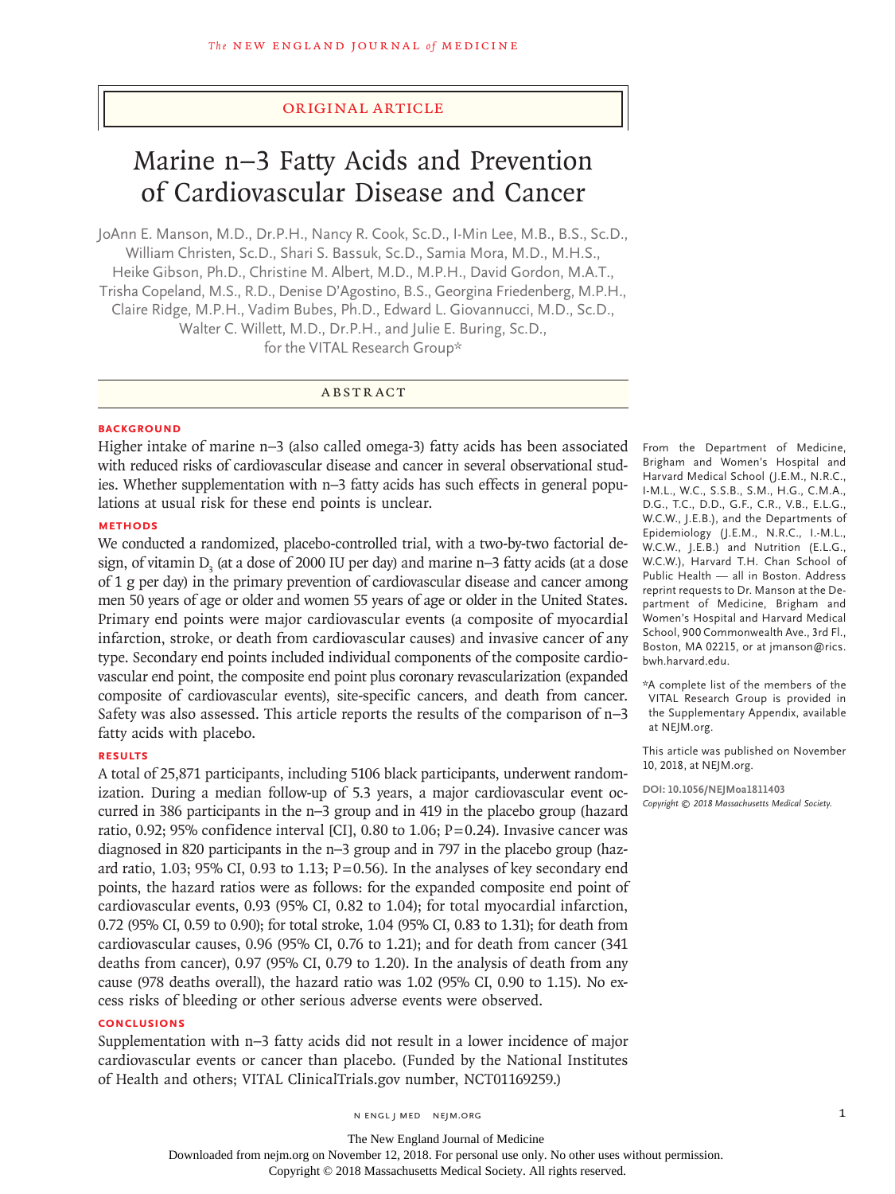ORIGINAL ARTICLE

# Marine n–3 Fatty Acids and Prevention of Cardiovascular Disease and Cancer

JoAnn E. Manson, M.D., Dr.P.H., Nancy R. Cook, Sc.D., I-Min Lee, M.B., B.S., Sc.D., William Christen, Sc.D., Shari S. Bassuk, Sc.D., Samia Mora, M.D., M.H.S., Heike Gibson, Ph.D., Christine M. Albert, M.D., M.P.H., David Gordon, M.A.T., Trisha Copeland, M.S., R.D., Denise D'Agostino, B.S., Georgina Friedenberg, M.P.H., Claire Ridge, M.P.H., Vadim Bubes, Ph.D., Edward L. Giovannucci, M.D., Sc.D., Walter C. Willett, M.D., Dr.P.H., and Julie E. Buring, Sc.D., for the VITAL Research Group*

## ABSTRACT

### BACKGROUND

Higher intake of marine n–3 (also called omega-3) fatty acids has been associated with reduced risks of cardiovascular disease and cancer in several observational studies. Whether supplementation with n–3 fatty acids has such effects in general populations at usual risk for these end points is unclear.

### METHODS

We conducted a randomized, placebo-controlled trial, with a two-by-two factorial design, of vitamin $D_3$ (at a dose of 2000 IU per day) and marine n–3 fatty acids (at a dose of 1 g per day) in the primary prevention of cardiovascular disease and cancer among men 50 years of age or older and women 55 years of age or older in the United States. Primary end points were major cardiovascular events (a composite of myocardial infarction, stroke, or death from cardiovascular causes) and invasive cancer of any type. Secondary end points included individual components of the composite cardiovascular end point, the composite end point plus coronary revascularization (expanded composite of cardiovascular events), site-specific cancers, and death from cancer. Safety was also assessed. This article reports the results of the comparison of n–3 fatty acids with placebo.

### RESULTS

A total of 25,871 participants, including 5106 black participants, underwent randomization. During a median follow-up of 5.3 years, a major cardiovascular event occurred in 386 participants in the n–3 group and in 419 in the placebo group (hazard ratio, 0.92; 95% confidence interval [CI], 0.80 to 1.06; P=0.24). Invasive cancer was diagnosed in 820 participants in the n–3 group and in 797 in the placebo group (hazard ratio, 1.03; 95% CI, 0.93 to 1.13; P=0.56). In the analyses of key secondary end points, the hazard ratios were as follows: for the expanded composite end point of cardiovascular events, 0.93 (95% CI, 0.82 to 1.04); for total myocardial infarction, 0.72 (95% CI, 0.59 to 0.90); for total stroke, 1.04 (95% CI, 0.83 to 1.31); for death from cardiovascular causes, 0.96 (95% CI, 0.76 to 1.21); and for death from cancer (341 deaths from cancer), 0.97 (95% CI, 0.79 to 1.20). In the analysis of death from any cause (978 deaths overall), the hazard ratio was 1.02 (95% CI, 0.90 to 1.15). No excess risks of bleeding or other serious adverse events were observed.

### CONCLUSIONS

Supplementation with n–3 fatty acids did not result in a lower incidence of major cardiovascular events or cancer than placebo. (Funded by the National Institutes of Health and others; VITAL ClinicalTrials.gov number, NCT01169259.)

From the Department of Medicine, Brigham and Women's Hospital and Harvard Medical School (J.E.M., N.R.C., I-M.L., W.C., S.S.B., S.M., H.G., C.M.A., D.G., T.C., D.D., G.F., C.R., V.B., E.L.G., W.C.W., J.E.B.), and the Departments of Epidemiology (J.E.M., N.R.C., I.-M.L., W.C.W., J.E.B.) and Nutrition (E.L.G., W.C.W.), Harvard T.H. Chan School of Public Health — all in Boston. Address reprint requests to Dr. Manson at the Department of Medicine, Brigham and Women's Hospital and Harvard Medical School, 900 Commonwealth Ave., 3rd Fl., Boston, MA 02215, or at jmanson@rics.bwh.harvard.edu.

*A complete list of the members of the VITAL Research Group is provided in the Supplementary Appendix, available at NEJM.org.

This article was published on November 10, 2018, at NEJM.org.

DOI: 10.1056/NEJMoa1811403
Copyright © 2018 Massachusetts Medical Society.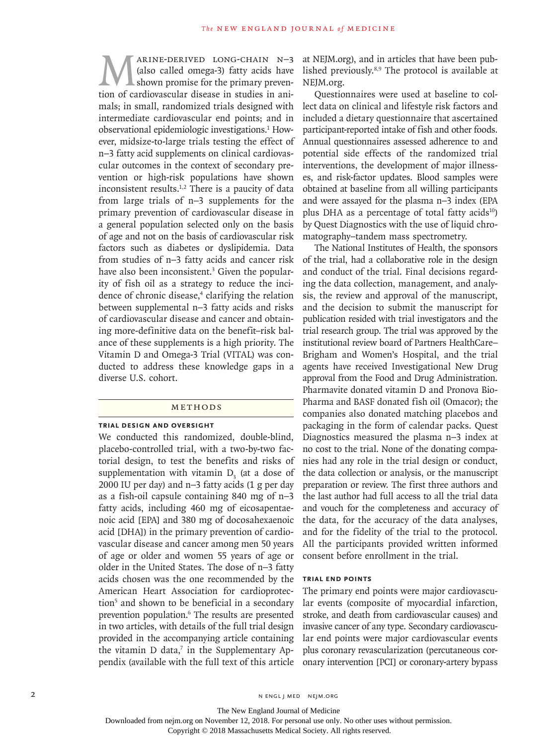Marine-derived long-chain n−3 (also called omega-3) fatty acids have shown promise for the primary prevention of cardiovascular disease in studies in animals; in small, randomized trials designed with intermediate cardiovascular end points; and in observational epidemiologic investigations.[1] However, midsize-to-large trials testing the effect of n−3 fatty acid supplements on clinical cardiovascular outcomes in the context of secondary prevention or high-risk populations have shown inconsistent results.[1,2] There is a paucity of data from large trials of n−3 supplements for the primary prevention of cardiovascular disease in a general population selected only on the basis of age and not on the basis of cardiovascular risk factors such as diabetes or dyslipidemia. Data from studies of n−3 fatty acids and cancer risk have also been inconsistent.[3] Given the popularity of fish oil as a strategy to reduce the incidence of chronic disease,[4] clarifying the relation between supplemental n−3 fatty acids and risks of cardiovascular disease and cancer and obtaining more-definitive data on the benefit–risk balance of these supplements is a high priority. The Vitamin D and Omega-3 Trial (VITAL) was conducted to address these knowledge gaps in a diverse U.S. cohort.

## Methods

### Trial Design and Oversight

We conducted this randomized, double-blind, placebo-controlled trial, with a two-by-two factorial design, to test the benefits and risks of supplementation with vitamin $D_3$ (at a dose of 2000 IU per day) and n−3 fatty acids (1 g per day as a fish-oil capsule containing 840 mg of n−3 fatty acids, including 460 mg of eicosapentaenoic acid [EPA] and 380 mg of docosahexaenoic acid [DHA]) in the primary prevention of cardiovascular disease and cancer among men 50 years of age or older and women 55 years of age or older in the United States. The dose of n−3 fatty acids chosen was the one recommended by the American Heart Association for cardioprotection[5] and shown to be beneficial in a secondary prevention population.[6] The results are presented in two articles, with details of the full trial design provided in the accompanying article containing the vitamin D data,[7] in the Supplementary Appendix (available with the full text of this article at NEJM.org), and in articles that have been published previously.[8,9] The protocol is available at NEJM.org.

Questionnaires were used at baseline to collect data on clinical and lifestyle risk factors and included a dietary questionnaire that ascertained participant-reported intake of fish and other foods. Annual questionnaires assessed adherence to and potential side effects of the randomized trial interventions, the development of major illnesses, and risk-factor updates. Blood samples were obtained at baseline from all willing participants and were assayed for the plasma n−3 index (EPA plus DHA as a percentage of total fatty acids[10]) by Quest Diagnostics with the use of liquid chromatography–tandem mass spectrometry.

The National Institutes of Health, the sponsors of the trial, had a collaborative role in the design and conduct of the trial. Final decisions regarding the data collection, management, and analysis, the review and approval of the manuscript, and the decision to submit the manuscript for publication resided with trial investigators and the trial research group. The trial was approved by the institutional review board of Partners HealthCare–Brigham and Women's Hospital, and the trial agents have received Investigational New Drug approval from the Food and Drug Administration. Pharmavite donated vitamin D and Pronova BioPharma and BASF donated fish oil (Omacor); the companies also donated matching placebos and packaging in the form of calendar packs. Quest Diagnostics measured the plasma n−3 index at no cost to the trial. None of the donating companies had any role in the trial design or conduct, the data collection or analysis, or the manuscript preparation or review. The first three authors and the last author had full access to all the trial data and vouch for the completeness and accuracy of the data, for the accuracy of the data analyses, and for the fidelity of the trial to the protocol. All the participants provided written informed consent before enrollment in the trial.

### Trial End Points

The primary end points were major cardiovascular events (composite of myocardial infarction, stroke, and death from cardiovascular causes) and invasive cancer of any type. Secondary cardiovascular end points were major cardiovascular events plus coronary revascularization (percutaneous coronary intervention [PCI] or coronary-artery bypass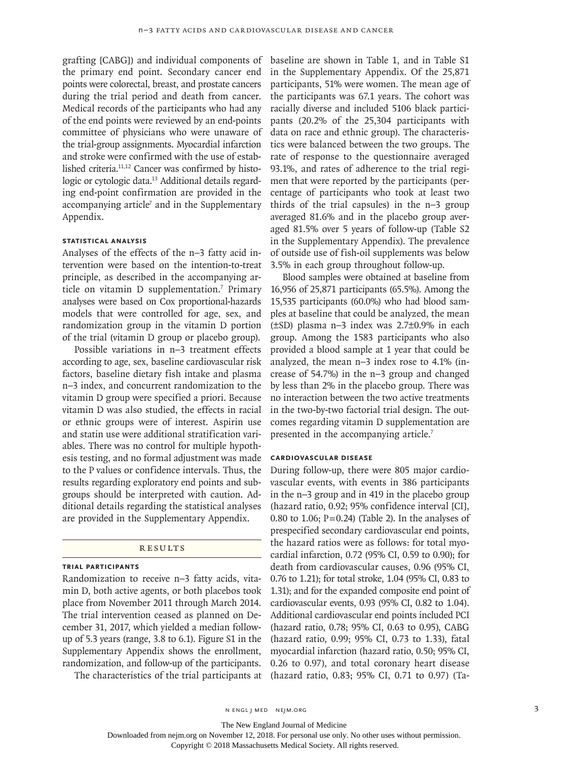grafting [CABG]) and individual components of the primary end point. Secondary cancer end points were colorectal, breast, and prostate cancers during the trial period and death from cancer. Medical records of the participants who had any of the end points were reviewed by an end-points committee of physicians who were unaware of the trial-group assignments. Myocardial infarction and stroke were confirmed with the use of established criteria.[11,12] Cancer was confirmed by histologic or cytologic data.[13] Additional details regarding end-point confirmation are provided in the accompanying article[7] and in the Supplementary Appendix.

### STATISTICAL ANALYSIS

Analyses of the effects of the n−3 fatty acid intervention were based on the intention-to-treat principle, as described in the accompanying article on vitamin D supplementation.[7] Primary analyses were based on Cox proportional-hazards models that were controlled for age, sex, and randomization group in the vitamin D portion of the trial (vitamin D group or placebo group).

Possible variations in n−3 treatment effects according to age, sex, baseline cardiovascular risk factors, baseline dietary fish intake and plasma n−3 index, and concurrent randomization to the vitamin D group were specified a priori. Because vitamin D was also studied, the effects in racial or ethnic groups were of interest. Aspirin use and statin use were additional stratification variables. There was no control for multiple hypothesis testing, and no formal adjustment was made to the P values or confidence intervals. Thus, the results regarding exploratory end points and subgroups should be interpreted with caution. Additional details regarding the statistical analyses are provided in the Supplementary Appendix.

## RESULTS

### TRIAL PARTICIPANTS

Randomization to receive n−3 fatty acids, vitamin D, both active agents, or both placebos took place from November 2011 through March 2014. The trial intervention ceased as planned on December 31, 2017, which yielded a median follow-up of 5.3 years (range, 3.8 to 6.1). Figure S1 in the Supplementary Appendix shows the enrollment, randomization, and follow-up of the participants.

The characteristics of the trial participants at baseline are shown in Table 1, and in Table S1 in the Supplementary Appendix. Of the 25,871 participants, 51% were women. The mean age of the participants was 67.1 years. The cohort was racially diverse and included 5106 black participants (20.2% of the 25,304 participants with data on race and ethnic group). The characteristics were balanced between the two groups. The rate of response to the questionnaire averaged 93.1%, and rates of adherence to the trial regimen that were reported by the participants (percentage of participants who took at least two thirds of the trial capsules) in the n−3 group averaged 81.6% and in the placebo group averaged 81.5% over 5 years of follow-up (Table S2 in the Supplementary Appendix). The prevalence of outside use of fish-oil supplements was below 3.5% in each group throughout follow-up.

Blood samples were obtained at baseline from 16,956 of 25,871 participants (65.5%). Among the 15,535 participants (60.0%) who had blood samples at baseline that could be analyzed, the mean (±SD) plasma n−3 index was 2.7±0.9% in each group. Among the 1583 participants who also provided a blood sample at 1 year that could be analyzed, the mean n−3 index rose to 4.1% (increase of 54.7%) in the n−3 group and changed by less than 2% in the placebo group. There was no interaction between the two active treatments in the two-by-two factorial trial design. The outcomes regarding vitamin D supplementation are presented in the accompanying article.[7]

### CARDIOVASCULAR DISEASE

During follow-up, there were 805 major cardiovascular events, with events in 386 participants in the n−3 group and in 419 in the placebo group (hazard ratio, 0.92; 95% confidence interval [CI], 0.80 to 1.06; P=0.24) (Table 2). In the analyses of prespecified secondary cardiovascular end points, the hazard ratios were as follows: for total myocardial infarction, 0.72 (95% CI, 0.59 to 0.90); for death from cardiovascular causes, 0.96 (95% CI, 0.76 to 1.21); for total stroke, 1.04 (95% CI, 0.83 to 1.31); and for the expanded composite end point of cardiovascular events, 0.93 (95% CI, 0.82 to 1.04). Additional cardiovascular end points included PCI (hazard ratio, 0.78; 95% CI, 0.63 to 0.95), CABG (hazard ratio, 0.99; 95% CI, 0.73 to 1.33), fatal myocardial infarction (hazard ratio, 0.50; 95% CI, 0.26 to 0.97), and total coronary heart disease (hazard ratio, 0.83; 95% CI, 0.71 to 0.97) (Ta-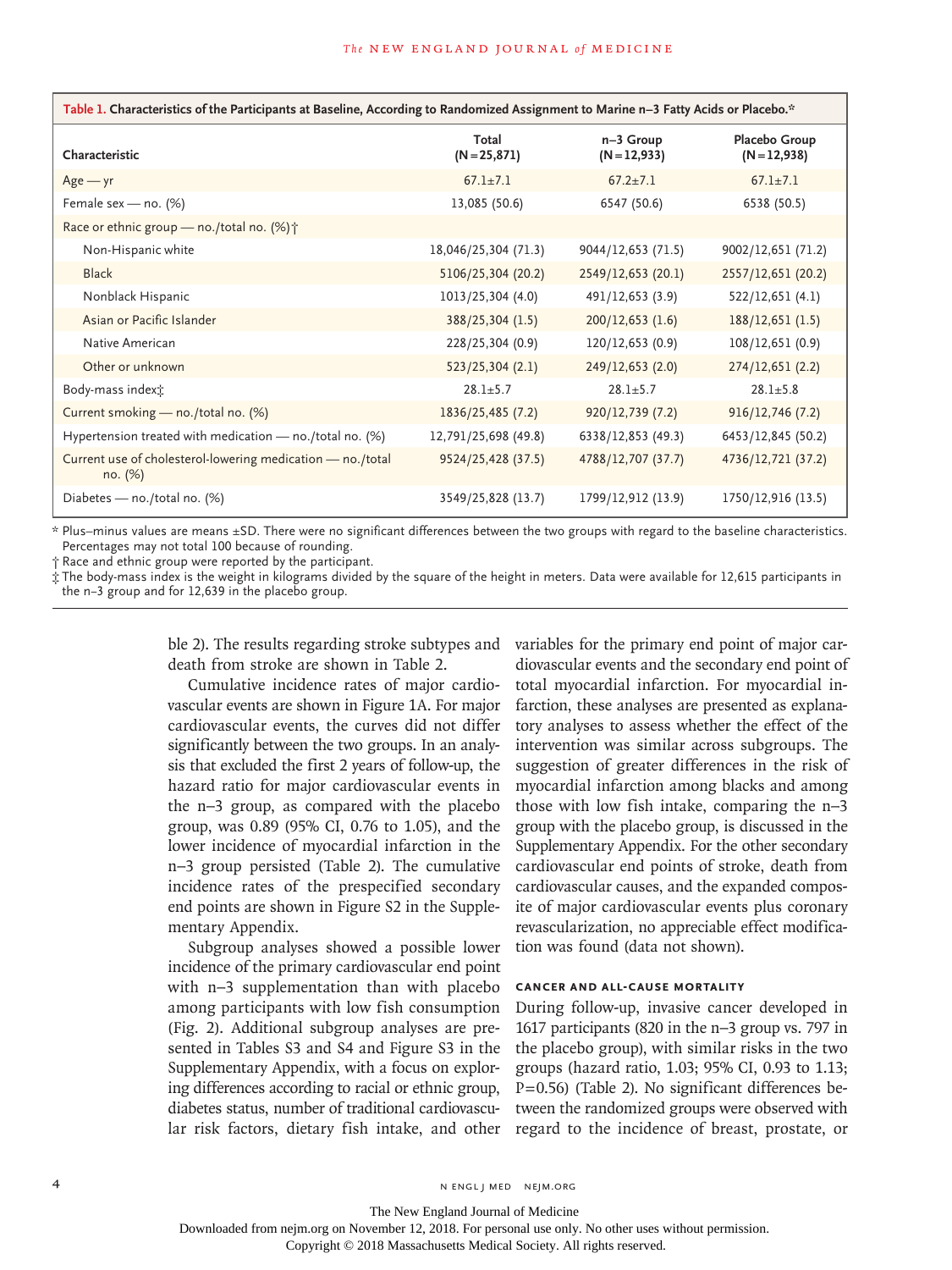**Table 1. Characteristics of the Participants at Baseline, According to Randomized Assignment to Marine n−3 Fatty Acids or Placebo.***

| Characteristic | Total (N = 25,871) | n−3 Group (N = 12,933) | Placebo Group (N = 12,938) |
|---|---|---|---|
| Age — yr | 67.1±7.1 | 67.2±7.1 | 67.1±7.1 |
| Female sex — no. (%) | 13,085 (50.6) | 6547 (50.6) | 6538 (50.5) |
| Race or ethnic group — no./total no. (%)† | | | |
| Non-Hispanic white | 18,046/25,304 (71.3) | 9044/12,653 (71.5) | 9002/12,651 (71.2) |
| Black | 5106/25,304 (20.2) | 2549/12,653 (20.1) | 2557/12,651 (20.2) |
| Nonblack Hispanic | 1013/25,304 (4.0) | 491/12,653 (3.9) | 522/12,651 (4.1) |
| Asian or Pacific Islander | 388/25,304 (1.5) | 200/12,653 (1.6) | 188/12,651 (1.5) |
| Native American | 228/25,304 (0.9) | 120/12,653 (0.9) | 108/12,651 (0.9) |
| Other or unknown | 523/25,304 (2.1) | 249/12,653 (2.0) | 274/12,651 (2.2) |
| Body-mass index‡ | 28.1±5.7 | 28.1±5.7 | 28.1±5.8 |
| Current smoking — no./total no. (%) | 1836/25,485 (7.2) | 920/12,739 (7.2) | 916/12,746 (7.2) |
| Hypertension treated with medication — no./total no. (%) | 12,791/25,698 (49.8) | 6338/12,853 (49.3) | 6453/12,845 (50.2) |
| Current use of cholesterol-lowering medication — no./total no. (%) | 9524/25,428 (37.5) | 4788/12,707 (37.7) | 4736/12,721 (37.2) |
| Diabetes — no./total no. (%) | 3549/25,828 (13.7) | 1799/12,912 (13.9) | 1750/12,916 (13.5) |

\* Plus–minus values are means ±SD. There were no significant differences between the two groups with regard to the baseline characteristics. Percentages may not total 100 because of rounding.

† Race and ethnic group were reported by the participant.

‡ The body-mass index is the weight in kilograms divided by the square of the height in meters. Data were available for 12,615 participants in the n−3 group and for 12,639 in the placebo group.

ble 2). The results regarding stroke subtypes and death from stroke are shown in Table 2.

Cumulative incidence rates of major cardiovascular events are shown in Figure 1A. For major cardiovascular events, the curves did not differ significantly between the two groups. In an analysis that excluded the first 2 years of follow-up, the hazard ratio for major cardiovascular events in the n−3 group, as compared with the placebo group, was 0.89 (95% CI, 0.76 to 1.05), and the lower incidence of myocardial infarction in the n−3 group persisted (Table 2). The cumulative incidence rates of the prespecified secondary end points are shown in Figure S2 in the Supplementary Appendix.

Subgroup analyses showed a possible lower incidence of the primary cardiovascular end point with n−3 supplementation than with placebo among participants with low fish consumption (Fig. 2). Additional subgroup analyses are presented in Tables S3 and S4 and Figure S3 in the Supplementary Appendix, with a focus on exploring differences according to racial or ethnic group, diabetes status, number of traditional cardiovascular risk factors, dietary fish intake, and other variables for the primary end point of major cardiovascular events and the secondary end point of total myocardial infarction. For myocardial infarction, these analyses are presented as explanatory analyses to assess whether the effect of the intervention was similar across subgroups. The suggestion of greater differences in the risk of myocardial infarction among blacks and among those with low fish intake, comparing the n−3 group with the placebo group, is discussed in the Supplementary Appendix. For the other secondary cardiovascular end points of stroke, death from cardiovascular causes, and the expanded composite of major cardiovascular events plus coronary revascularization, no appreciable effect modification was found (data not shown).

### CANCER AND ALL-CAUSE MORTALITY

During follow-up, invasive cancer developed in 1617 participants (820 in the n−3 group vs. 797 in the placebo group), with similar risks in the two groups (hazard ratio, 1.03; 95% CI, 0.93 to 1.13; P=0.56) (Table 2). No significant differences between the randomized groups were observed with regard to the incidence of breast, prostate, or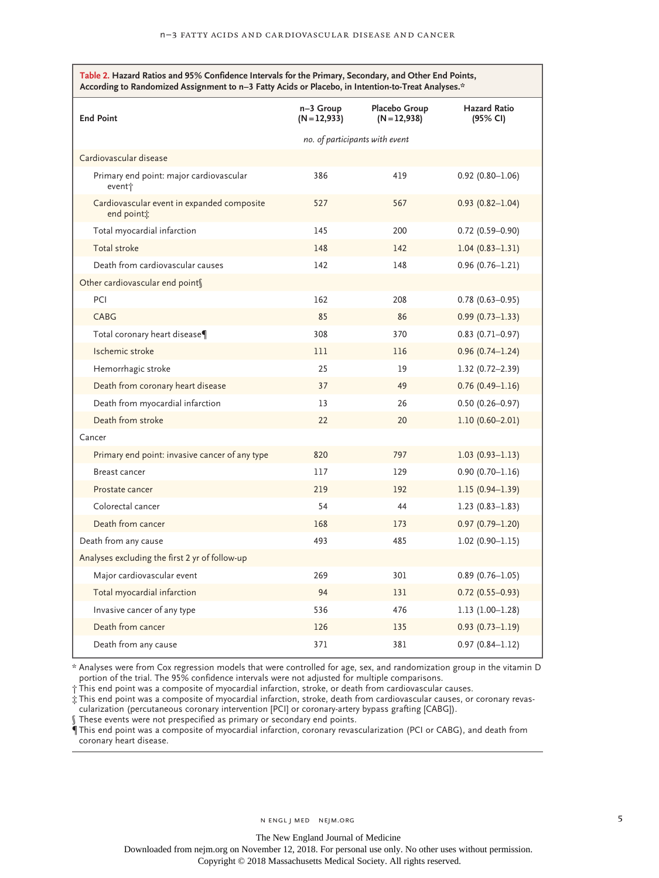**Table 2. Hazard Ratios and 95% Confidence Intervals for the Primary, Secondary, and Other End Points, According to Randomized Assignment to n−3 Fatty Acids or Placebo, in Intention-to-Treat Analyses.***

| End Point | n−3 Group (N=12,933) | Placebo Group (N=12,938) | Hazard Ratio (95% CI) |
|---|---|---|---|
| | *no. of participants with event* | | |
| **Cardiovascular disease** | | | |
| Primary end point: major cardiovascular event† | 386 | 419 | 0.92 (0.80–1.06) |
| Cardiovascular event in expanded composite end point‡ | 527 | 567 | 0.93 (0.82–1.04) |
| Total myocardial infarction | 145 | 200 | 0.72 (0.59–0.90) |
| Total stroke | 148 | 142 | 1.04 (0.83–1.31) |
| Death from cardiovascular causes | 142 | 148 | 0.96 (0.76–1.21) |
| **Other cardiovascular end point§** | | | |
| PCI | 162 | 208 | 0.78 (0.63–0.95) |
| CABG | 85 | 86 | 0.99 (0.73–1.33) |
| Total coronary heart disease¶ | 308 | 370 | 0.83 (0.71–0.97) |
| Ischemic stroke | 111 | 116 | 0.96 (0.74–1.24) |
| Hemorrhagic stroke | 25 | 19 | 1.32 (0.72–2.39) |
| Death from coronary heart disease | 37 | 49 | 0.76 (0.49–1.16) |
| Death from myocardial infarction | 13 | 26 | 0.50 (0.26–0.97) |
| Death from stroke | 22 | 20 | 1.10 (0.60–2.01) |
| **Cancer** | | | |
| Primary end point: invasive cancer of any type | 820 | 797 | 1.03 (0.93–1.13) |
| Breast cancer | 117 | 129 | 0.90 (0.70–1.16) |
| Prostate cancer | 219 | 192 | 1.15 (0.94–1.39) |
| Colorectal cancer | 54 | 44 | 1.23 (0.83–1.83) |
| Death from cancer | 168 | 173 | 0.97 (0.79–1.20) |
| **Death from any cause** | 493 | 485 | 1.02 (0.90–1.15) |
| **Analyses excluding the first 2 yr of follow-up** | | | |
| Major cardiovascular event | 269 | 301 | 0.89 (0.76–1.05) |
| Total myocardial infarction | 94 | 131 | 0.72 (0.55–0.93) |
| Invasive cancer of any type | 536 | 476 | 1.13 (1.00–1.28) |
| Death from cancer | 126 | 135 | 0.93 (0.73–1.19) |
| Death from any cause | 371 | 381 | 0.97 (0.84–1.12) |

\* Analyses were from Cox regression models that were controlled for age, sex, and randomization group in the vitamin D portion of the trial. The 95% confidence intervals were not adjusted for multiple comparisons.

† This end point was a composite of myocardial infarction, stroke, or death from cardiovascular causes.

‡ This end point was a composite of myocardial infarction, stroke, death from cardiovascular causes, or coronary revascularization (percutaneous coronary intervention [PCI] or coronary-artery bypass grafting [CABG]).

§ These events were not prespecified as primary or secondary end points.

¶ This end point was a composite of myocardial infarction, coronary revascularization (PCI or CABG), and death from coronary heart disease.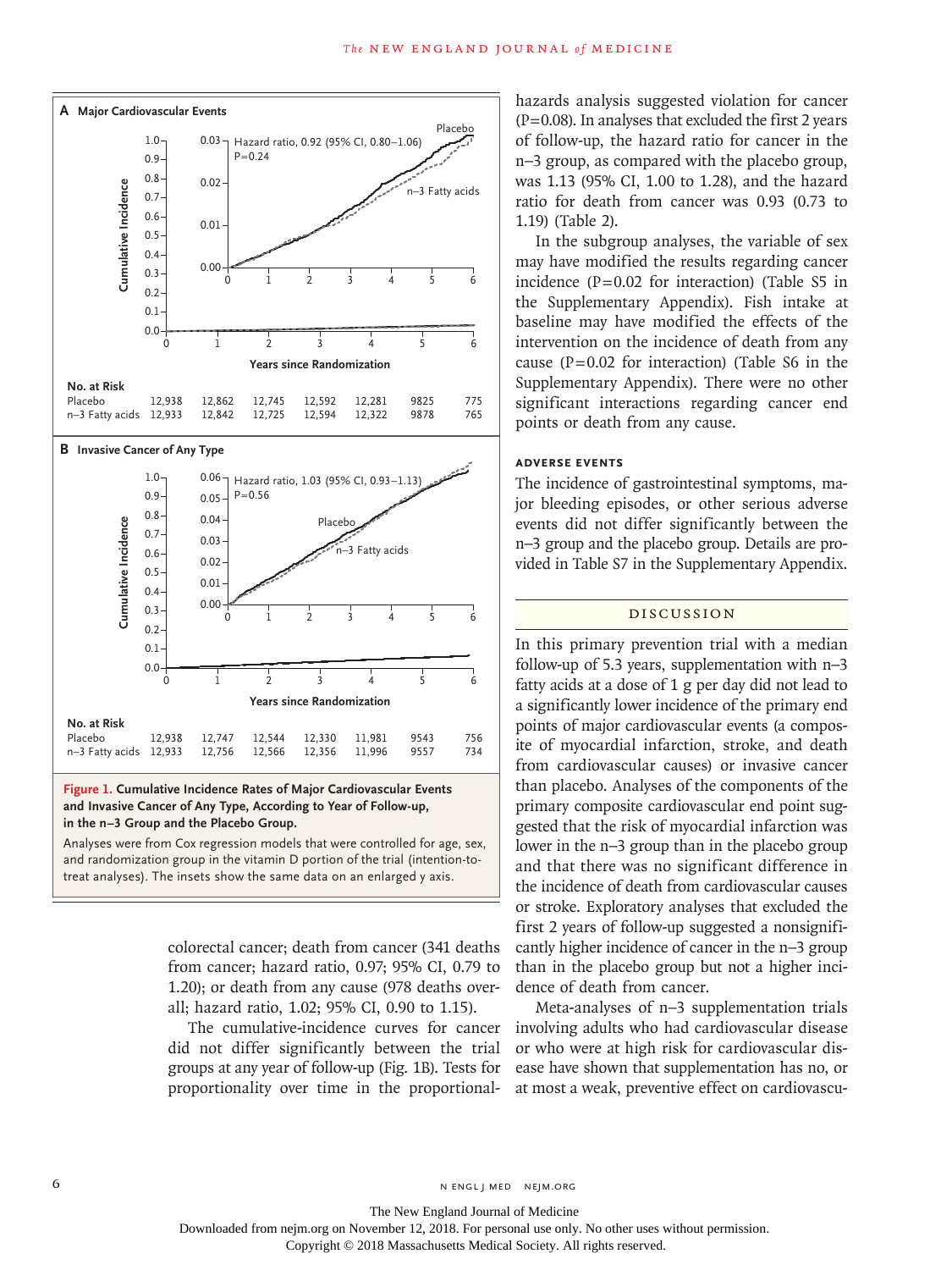**Figure 1. Cumulative Incidence Rates of Major Cardiovascular Events and Invasive Cancer of Any Type, According to Year of Follow-up, in the n−3 Group and the Placebo Group.**

Analyses were from Cox regression models that were controlled for age, sex, and randomization group in the vitamin D portion of the trial (intention-to-treat analyses). The insets show the same data on an enlarged y axis.

**A Major Cardiovascular Events** — Hazard ratio, 0.92 (95% CI, 0.80–1.06); P=0.24

| No. at Risk | 0 | 1 | 2 | 3 | 4 | 5 | 6 |
|---|---|---|---|---|---|---|---|
| Placebo | 12,938 | 12,862 | 12,745 | 12,592 | 12,281 | 9825 | 775 |
| n−3 Fatty acids | 12,933 | 12,842 | 12,725 | 12,594 | 12,322 | 9878 | 765 |

**B Invasive Cancer of Any Type** — Hazard ratio, 1.03 (95% CI, 0.93–1.13); P=0.56

| No. at Risk | 0 | 1 | 2 | 3 | 4 | 5 | 6 |
|---|---|---|---|---|---|---|---|
| Placebo | 12,938 | 12,747 | 12,544 | 12,330 | 11,981 | 9543 | 756 |
| n−3 Fatty acids | 12,933 | 12,756 | 12,566 | 12,356 | 11,996 | 9557 | 734 |

colorectal cancer; death from cancer (341 deaths from cancer; hazard ratio, 0.97; 95% CI, 0.79 to 1.20); or death from any cause (978 deaths overall; hazard ratio, 1.02; 95% CI, 0.90 to 1.15).

The cumulative-incidence curves for cancer did not differ significantly between the trial groups at any year of follow-up (Fig. 1B). Tests for proportionality over time in the proportional-hazards analysis suggested violation for cancer (P=0.08). In analyses that excluded the first 2 years of follow-up, the hazard ratio for cancer in the n−3 group, as compared with the placebo group, was 1.13 (95% CI, 1.00 to 1.28), and the hazard ratio for death from cancer was 0.93 (0.73 to 1.19) (Table 2).

In the subgroup analyses, the variable of sex may have modified the results regarding cancer incidence (P=0.02 for interaction) (Table S5 in the Supplementary Appendix). Fish intake at baseline may have modified the effects of the intervention on the incidence of death from any cause (P=0.02 for interaction) (Table S6 in the Supplementary Appendix). There were no other significant interactions regarding cancer end points or death from any cause.

### ADVERSE EVENTS

The incidence of gastrointestinal symptoms, major bleeding episodes, or other serious adverse events did not differ significantly between the n−3 group and the placebo group. Details are provided in Table S7 in the Supplementary Appendix.

## DISCUSSION

In this primary prevention trial with a median follow-up of 5.3 years, supplementation with n−3 fatty acids at a dose of 1 g per day did not lead to a significantly lower incidence of the primary end points of major cardiovascular events (a composite of myocardial infarction, stroke, and death from cardiovascular causes) or invasive cancer than placebo. Analyses of the components of the primary composite cardiovascular end point suggested that the risk of myocardial infarction was lower in the n−3 group than in the placebo group and that there was no significant difference in the incidence of death from cardiovascular causes or stroke. Exploratory analyses that excluded the first 2 years of follow-up suggested a nonsignificantly higher incidence of cancer in the n−3 group than in the placebo group but not a higher incidence of death from cancer.

Meta-analyses of n−3 supplementation trials involving adults who had cardiovascular disease or who were at high risk for cardiovascular disease have shown that supplementation has no, or at most a weak, preventive effect on cardiovascu-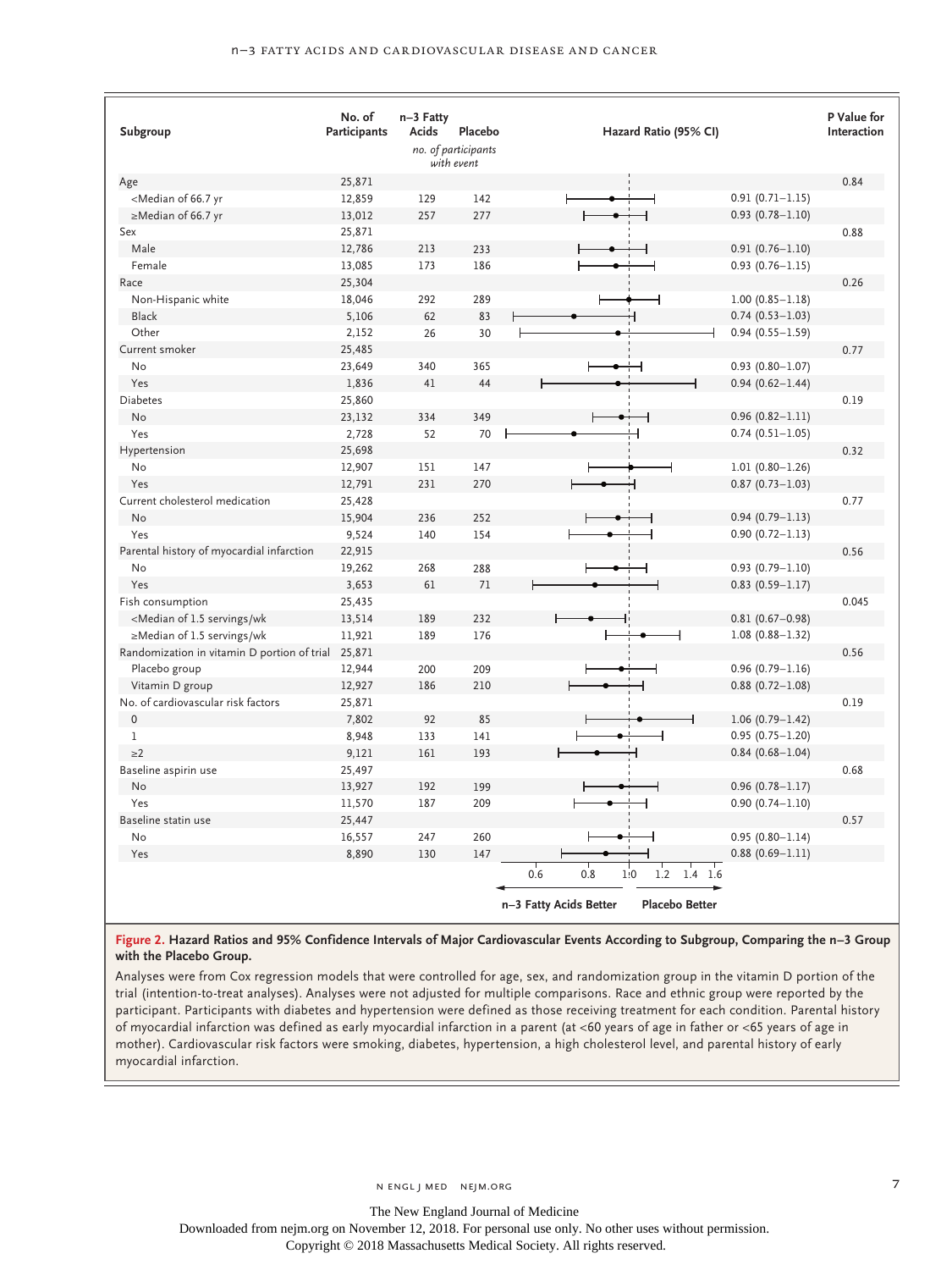| Subgroup | No. of Participants | n−3 Fatty Acids | Placebo | Hazard Ratio (95% CI) | P Value for Interaction |
|---|---|---|---|---|---|
| | | *no. of participants with event* | | | |
| Age | 25,871 | | | | 0.84 |
| <Median of 66.7 yr | 12,859 | 129 | 142 | 0.91 (0.71–1.15) | |
| ≥Median of 66.7 yr | 13,012 | 257 | 277 | 0.93 (0.78–1.10) | |
| Sex | 25,871 | | | | 0.88 |
| Male | 12,786 | 213 | 233 | 0.91 (0.76–1.10) | |
| Female | 13,085 | 173 | 186 | 0.93 (0.76–1.15) | |
| Race | 25,304 | | | | 0.26 |
| Non-Hispanic white | 18,046 | 292 | 289 | 1.00 (0.85–1.18) | |
| Black | 5,106 | 62 | 83 | 0.74 (0.53–1.03) | |
| Other | 2,152 | 26 | 30 | 0.94 (0.55–1.59) | |
| Current smoker | 25,485 | | | | 0.77 |
| No | 23,649 | 340 | 365 | 0.93 (0.80–1.07) | |
| Yes | 1,836 | 41 | 44 | 0.94 (0.62–1.44) | |
| Diabetes | 25,860 | | | | 0.19 |
| No | 23,132 | 334 | 349 | 0.96 (0.82–1.11) | |
| Yes | 2,728 | 52 | 70 | 0.74 (0.51–1.05) | |
| Hypertension | 25,698 | | | | 0.32 |
| No | 12,907 | 151 | 147 | 1.01 (0.80–1.26) | |
| Yes | 12,791 | 231 | 270 | 0.87 (0.73–1.03) | |
| Current cholesterol medication | 25,428 | | | | 0.77 |
| No | 15,904 | 236 | 252 | 0.94 (0.79–1.13) | |
| Yes | 9,524 | 140 | 154 | 0.90 (0.72–1.13) | |
| Parental history of myocardial infarction | 22,915 | | | | 0.56 |
| No | 19,262 | 268 | 288 | 0.93 (0.79–1.10) | |
| Yes | 3,653 | 61 | 71 | 0.83 (0.59–1.17) | |
| Fish consumption | 25,435 | | | | 0.045 |
| <Median of 1.5 servings/wk | 13,514 | 189 | 232 | 0.81 (0.67–0.98) | |
| ≥Median of 1.5 servings/wk | 11,921 | 189 | 176 | 1.08 (0.88–1.32) | |
| Randomization in vitamin D portion of trial | 25,871 | | | | 0.56 |
| Placebo group | 12,944 | 200 | 209 | 0.96 (0.79–1.16) | |
| Vitamin D group | 12,927 | 186 | 210 | 0.88 (0.72–1.08) | |
| No. of cardiovascular risk factors | 25,871 | | | | 0.19 |
| 0 | 7,802 | 92 | 85 | 1.06 (0.79–1.42) | |
| 1 | 8,948 | 133 | 141 | 0.95 (0.75–1.20) | |
| ≥2 | 9,121 | 161 | 193 | 0.84 (0.68–1.04) | |
| Baseline aspirin use | 25,497 | | | | 0.68 |
| No | 13,927 | 192 | 199 | 0.96 (0.78–1.17) | |
| Yes | 11,570 | 187 | 209 | 0.90 (0.74–1.10) | |
| Baseline statin use | 25,447 | | | | 0.57 |
| No | 16,557 | 247 | 260 | 0.95 (0.80–1.14) | |
| Yes | 8,890 | 130 | 147 | 0.88 (0.69–1.11) | |

Axis: 0.6, 0.8, 1.0, 1.2, 1.4, 1.6 — ← n−3 Fatty Acids Better | Placebo Better →

**Figure 2. Hazard Ratios and 95% Confidence Intervals of Major Cardiovascular Events According to Subgroup, Comparing the n−3 Group with the Placebo Group.**

Analyses were from Cox regression models that were controlled for age, sex, and randomization group in the vitamin D portion of the trial (intention-to-treat analyses). Analyses were not adjusted for multiple comparisons. Race and ethnic group were reported by the participant. Participants with diabetes and hypertension were defined as those receiving treatment for each condition. Parental history of myocardial infarction was defined as early myocardial infarction in a parent (at <60 years of age in father or <65 years of age in mother). Cardiovascular risk factors were smoking, diabetes, hypertension, a high cholesterol level, and parental history of early myocardial infarction.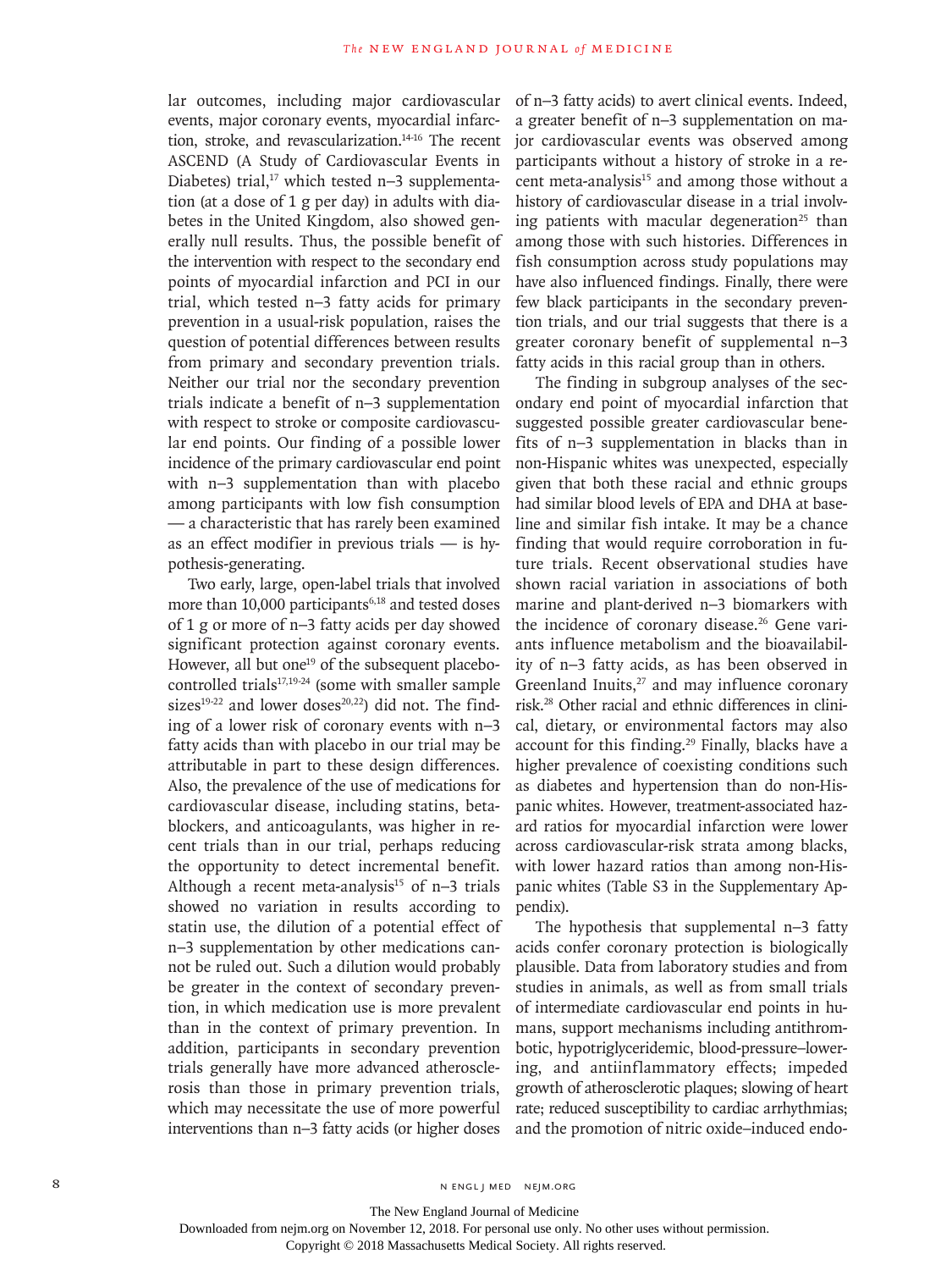lar outcomes, including major cardiovascular events, major coronary events, myocardial infarction, stroke, and revascularization.[14-16] The recent ASCEND (A Study of Cardiovascular Events in Diabetes) trial,[17] which tested n−3 supplementation (at a dose of 1 g per day) in adults with diabetes in the United Kingdom, also showed generally null results. Thus, the possible benefit of the intervention with respect to the secondary end points of myocardial infarction and PCI in our trial, which tested n−3 fatty acids for primary prevention in a usual-risk population, raises the question of potential differences between results from primary and secondary prevention trials. Neither our trial nor the secondary prevention trials indicate a benefit of n−3 supplementation with respect to stroke or composite cardiovascular end points. Our finding of a possible lower incidence of the primary cardiovascular end point with n−3 supplementation than with placebo among participants with low fish consumption — a characteristic that has rarely been examined as an effect modifier in previous trials — is hypothesis-generating.

Two early, large, open-label trials that involved more than 10,000 participants[6,18] and tested doses of 1 g or more of n−3 fatty acids per day showed significant protection against coronary events. However, all but one[19] of the subsequent placebo-controlled trials[17,19-24] (some with smaller sample sizes[19-22] and lower doses[20,22]) did not. The finding of a lower risk of coronary events with n−3 fatty acids than with placebo in our trial may be attributable in part to these design differences. Also, the prevalence of the use of medications for cardiovascular disease, including statins, beta-blockers, and anticoagulants, was higher in recent trials than in our trial, perhaps reducing the opportunity to detect incremental benefit. Although a recent meta-analysis[15] of n−3 trials showed no variation in results according to statin use, the dilution of a potential effect of n−3 supplementation by other medications cannot be ruled out. Such a dilution would probably be greater in the context of secondary prevention, in which medication use is more prevalent than in the context of primary prevention. In addition, participants in secondary prevention trials generally have more advanced atherosclerosis than those in primary prevention trials, which may necessitate the use of more powerful interventions than n−3 fatty acids (or higher doses of n−3 fatty acids) to avert clinical events. Indeed, a greater benefit of n−3 supplementation on major cardiovascular events was observed among participants without a history of stroke in a recent meta-analysis[15] and among those without a history of cardiovascular disease in a trial involving patients with macular degeneration[25] than among those with such histories. Differences in fish consumption across study populations may have also influenced findings. Finally, there were few black participants in the secondary prevention trials, and our trial suggests that there is a greater coronary benefit of supplemental n−3 fatty acids in this racial group than in others.

The finding in subgroup analyses of the secondary end point of myocardial infarction that suggested possible greater cardiovascular benefits of n−3 supplementation in blacks than in non-Hispanic whites was unexpected, especially given that both these racial and ethnic groups had similar blood levels of EPA and DHA at baseline and similar fish intake. It may be a chance finding that would require corroboration in future trials. Recent observational studies have shown racial variation in associations of both marine and plant-derived n−3 biomarkers with the incidence of coronary disease.[26] Gene variants influence metabolism and the bioavailability of n−3 fatty acids, as has been observed in Greenland Inuits,[27] and may influence coronary risk.[28] Other racial and ethnic differences in clinical, dietary, or environmental factors may also account for this finding.[29] Finally, blacks have a higher prevalence of coexisting conditions such as diabetes and hypertension than do non-Hispanic whites. However, treatment-associated hazard ratios for myocardial infarction were lower across cardiovascular-risk strata among blacks, with lower hazard ratios than among non-Hispanic whites (Table S3 in the Supplementary Appendix).

The hypothesis that supplemental n−3 fatty acids confer coronary protection is biologically plausible. Data from laboratory studies and from studies in animals, as well as from small trials of intermediate cardiovascular end points in humans, support mechanisms including antithrombotic, hypotriglyceridemic, blood-pressure–lowering, and antiinflammatory effects; impeded growth of atherosclerotic plaques; slowing of heart rate; reduced susceptibility to cardiac arrhythmias; and the promotion of nitric oxide–induced endo-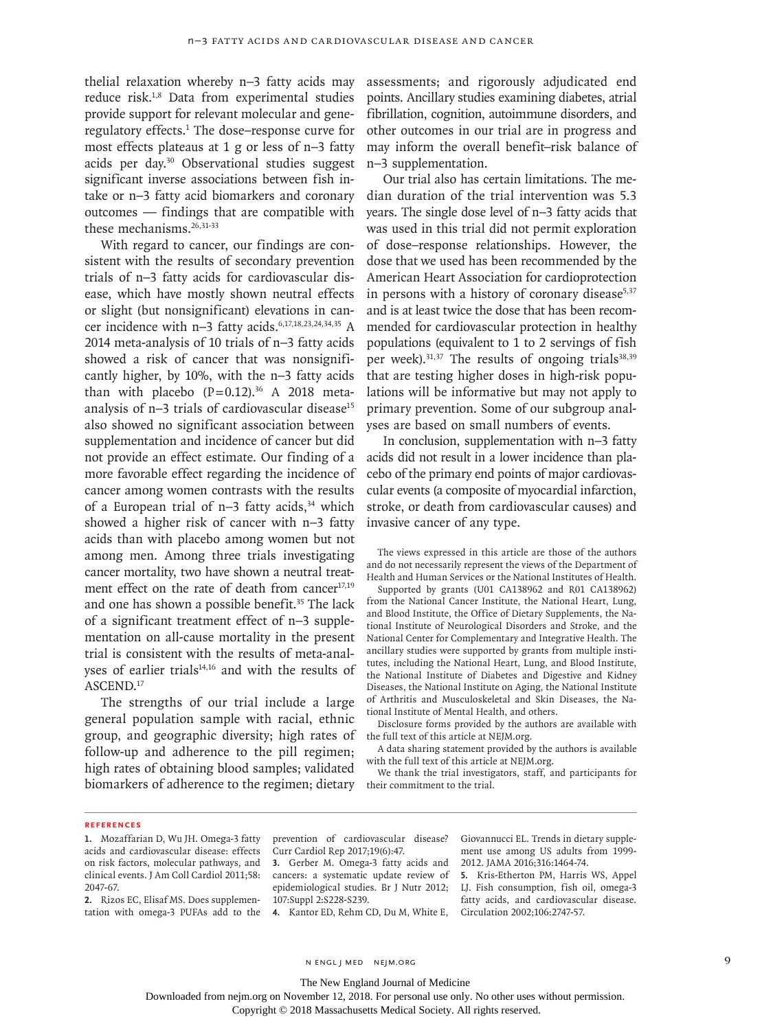thelial relaxation whereby n−3 fatty acids may reduce risk.[1,8] Data from experimental studies provide support for relevant molecular and gene-regulatory effects.[1] The dose–response curve for most effects plateaus at 1 g or less of n−3 fatty acids per day.[30] Observational studies suggest significant inverse associations between fish intake or n−3 fatty acid biomarkers and coronary outcomes — findings that are compatible with these mechanisms.[26,31-33]

With regard to cancer, our findings are consistent with the results of secondary prevention trials of n−3 fatty acids for cardiovascular disease, which have mostly shown neutral effects or slight (but nonsignificant) elevations in cancer incidence with n−3 fatty acids.[6,17,18,23,24,34,35] A 2014 meta-analysis of 10 trials of n−3 fatty acids showed a risk of cancer that was nonsignificantly higher, by 10%, with the n−3 fatty acids than with placebo (P=0.12).[36] A 2018 meta-analysis of n−3 trials of cardiovascular disease[15] also showed no significant association between supplementation and incidence of cancer but did not provide an effect estimate. Our finding of a more favorable effect regarding the incidence of cancer among women contrasts with the results of a European trial of n−3 fatty acids,[34] which showed a higher risk of cancer with n−3 fatty acids than with placebo among women but not among men. Among three trials investigating cancer mortality, two have shown a neutral treatment effect on the rate of death from cancer[17,19] and one has shown a possible benefit.[35] The lack of a significant treatment effect of n−3 supplementation on all-cause mortality in the present trial is consistent with the results of meta-analyses of earlier trials[14,16] and with the results of ASCEND.[17]

The strengths of our trial include a large general population sample with racial, ethnic group, and geographic diversity; high rates of follow-up and adherence to the pill regimen; high rates of obtaining blood samples; validated biomarkers of adherence to the regimen; dietary assessments; and rigorously adjudicated end points. Ancillary studies examining diabetes, atrial fibrillation, cognition, autoimmune disorders, and other outcomes in our trial are in progress and may inform the overall benefit–risk balance of n−3 supplementation.

Our trial also has certain limitations. The median duration of the trial intervention was 5.3 years. The single dose level of n−3 fatty acids that was used in this trial did not permit exploration of dose–response relationships. However, the dose that we used has been recommended by the American Heart Association for cardioprotection in persons with a history of coronary disease[5,37] and is at least twice the dose that has been recommended for cardiovascular protection in healthy populations (equivalent to 1 to 2 servings of fish per week).[31,37] The results of ongoing trials[38,39] that are testing higher doses in high-risk populations will be informative but may not apply to primary prevention. Some of our subgroup analyses are based on small numbers of events.

In conclusion, supplementation with n−3 fatty acids did not result in a lower incidence than placebo of the primary end points of major cardiovascular events (a composite of myocardial infarction, stroke, or death from cardiovascular causes) and invasive cancer of any type.

The views expressed in this article are those of the authors and do not necessarily represent the views of the Department of Health and Human Services or the National Institutes of Health.

Supported by grants (U01 CA138962 and R01 CA138962) from the National Cancer Institute, the National Heart, Lung, and Blood Institute, the Office of Dietary Supplements, the National Institute of Neurological Disorders and Stroke, and the National Center for Complementary and Integrative Health. The ancillary studies were supported by grants from multiple institutes, including the National Heart, Lung, and Blood Institute, the National Institute of Diabetes and Digestive and Kidney Diseases, the National Institute on Aging, the National Institute of Arthritis and Musculoskeletal and Skin Diseases, the National Institute of Mental Health, and others.

Disclosure forms provided by the authors are available with the full text of this article at NEJM.org.

A data sharing statement provided by the authors is available with the full text of this article at NEJM.org.

We thank the trial investigators, staff, and participants for their commitment to the trial.

## References

1. Mozaffarian D, Wu JH. Omega-3 fatty acids and cardiovascular disease: effects on risk factors, molecular pathways, and clinical events. J Am Coll Cardiol 2011;58:2047-67.
2. Rizos EC, Elisaf MS. Does supplementation with omega-3 PUFAs add to the prevention of cardiovascular disease? Curr Cardiol Rep 2017;19(6):47.
3. Gerber M. Omega-3 fatty acids and cancers: a systematic update review of epidemiological studies. Br J Nutr 2012;107:Suppl 2:S228-S239.
4. Kantor ED, Rehm CD, Du M, White E, Giovannucci EL. Trends in dietary supplement use among US adults from 1999-2012. JAMA 2016;316:1464-74.
5. Kris-Etherton PM, Harris WS, Appel LJ. Fish consumption, fish oil, omega-3 fatty acids, and cardiovascular disease. Circulation 2002;106:2747-57.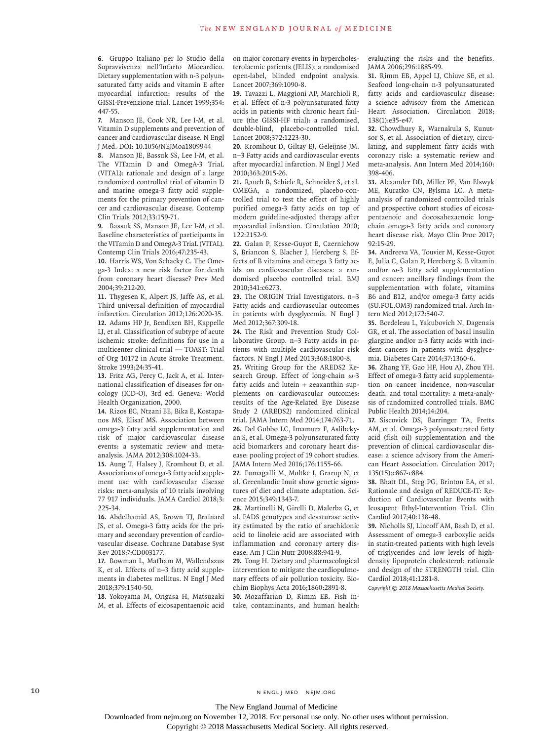6. Gruppo Italiano per lo Studio della Sopravvivenza nell'Infarto Miocardico. Dietary supplementation with n-3 polyunsaturated fatty acids and vitamin E after myocardial infarction: results of the GISSI-Prevenzione trial. Lancet 1999;354:447-55.

7. Manson JE, Cook NR, Lee I-M, et al. Vitamin D supplements and prevention of cancer and cardiovascular disease. N Engl J Med. DOI: 10.1056/NEJMoa1809944

8. Manson JE, Bassuk SS, Lee I-M, et al. The VITamin D and OmegA-3 TriaL (VITAL): rationale and design of a large randomized controlled trial of vitamin D and marine omega-3 fatty acid supplements for the primary prevention of cancer and cardiovascular disease. Contemp Clin Trials 2012;33:159-71.

9. Bassuk SS, Manson JE, Lee I-M, et al. Baseline characteristics of participants in the VITamin D and OmegA-3 TriaL (VITAL). Contemp Clin Trials 2016;47:235-43.

10. Harris WS, Von Schacky C. The Omega-3 Index: a new risk factor for death from coronary heart disease? Prev Med 2004;39:212-20.

11. Thygesen K, Alpert JS, Jaffe AS, et al. Third universal definition of myocardial infarction. Circulation 2012;126:2020-35.

12. Adams HP Jr, Bendixen BH, Kappelle LJ, et al. Classification of subtype of acute ischemic stroke: definitions for use in a multicenter clinical trial — TOAST: Trial of Org 10172 in Acute Stroke Treatment. Stroke 1993;24:35-41.

13. Fritz AG, Percy C, Jack A, et al. International classification of diseases for oncology (ICD-O), 3rd ed. Geneva: World Health Organization, 2000.

14. Rizos EC, Ntzani EE, Bika E, Kostapanos MS, Elisaf MS. Association between omega-3 fatty acid supplementation and risk of major cardiovascular disease events: a systematic review and meta-analysis. JAMA 2012;308:1024-33.

15. Aung T, Halsey J, Kromhout D, et al. Associations of omega-3 fatty acid supplement use with cardiovascular disease risks: meta-analysis of 10 trials involving 77 917 individuals. JAMA Cardiol 2018;3:225-34.

16. Abdelhamid AS, Brown TJ, Brainard JS, et al. Omega-3 fatty acids for the primary and secondary prevention of cardiovascular disease. Cochrane Database Syst Rev 2018;7:CD003177.

17. Bowman L, Mafham M, Wallendszus K, et al. Effects of n–3 fatty acid supplements in diabetes mellitus. N Engl J Med 2018;379:1540-50.

18. Yokoyama M, Origasa H, Matsuzaki M, et al. Effects of eicosapentaenoic acid on major coronary events in hypercholesterolaemic patients (JELIS): a randomised open-label, blinded endpoint analysis. Lancet 2007;369:1090-8.

19. Tavazzi L, Maggioni AP, Marchioli R, et al. Effect of n-3 polyunsaturated fatty acids in patients with chronic heart failure (the GISSI-HF trial): a randomised, double-blind, placebo-controlled trial. Lancet 2008;372:1223-30.

20. Kromhout D, Giltay EJ, Geleijnse JM. n–3 Fatty acids and cardiovascular events after myocardial infarction. N Engl J Med 2010;363:2015-26.

21. Rauch B, Schiele R, Schneider S, et al. OMEGA, a randomized, placebo-controlled trial to test the effect of highly purified omega-3 fatty acids on top of modern guideline-adjusted therapy after myocardial infarction. Circulation 2010;122:2152-9.

22. Galan P, Kesse-Guyot E, Czernichow S, Briancon S, Blacher J, Hercberg S. Effects of B vitamins and omega 3 fatty acids on cardiovascular diseases: a randomised placebo controlled trial. BMJ 2010;341:c6273.

23. The ORIGIN Trial Investigators. n–3 Fatty acids and cardiovascular outcomes in patients with dysglycemia. N Engl J Med 2012;367:309-18.

24. The Risk and Prevention Study Collaborative Group. n–3 Fatty acids in patients with multiple cardiovascular risk factors. N Engl J Med 2013;368:1800-8.

25. Writing Group for the AREDS2 Research Group. Effect of long-chain ω-3 fatty acids and lutein + zeaxanthin supplements on cardiovascular outcomes: results of the Age-Related Eye Disease Study 2 (AREDS2) randomized clinical trial. JAMA Intern Med 2014;174:763-71.

26. Del Gobbo LC, Imamura F, Aslibekyan S, et al. Omega-3 polyunsaturated fatty acid biomarkers and coronary heart disease: pooling project of 19 cohort studies. JAMA Intern Med 2016;176:1155-66.

27. Fumagalli M, Moltke I, Grarup N, et al. Greenlandic Inuit show genetic signatures of diet and climate adaptation. Science 2015;349:1343-7.

28. Martinelli N, Girelli D, Malerba G, et al. FADS genotypes and desaturase activity estimated by the ratio of arachidonic acid to linoleic acid are associated with inflammation and coronary artery disease. Am J Clin Nutr 2008;88:941-9.

29. Tong H. Dietary and pharmacological intervention to mitigate the cardiopulmonary effects of air pollution toxicity. Biochim Biophys Acta 2016;1860:2891-8.

30. Mozaffarian D, Rimm EB. Fish intake, contaminants, and human health: evaluating the risks and the benefits. JAMA 2006;296:1885-99.

31. Rimm EB, Appel LJ, Chiuve SE, et al. Seafood long-chain n-3 polyunsaturated fatty acids and cardiovascular disease: a science advisory from the American Heart Association. Circulation 2018;138(1):e35-e47.

32. Chowdhury R, Warnakula S, Kunutsor S, et al. Association of dietary, circulating, and supplement fatty acids with coronary risk: a systematic review and meta-analysis. Ann Intern Med 2014;160:398-406.

33. Alexander DD, Miller PE, Van Elswyk ME, Kuratko CN, Bylsma LC. A meta-analysis of randomized controlled trials and prospective cohort studies of eicosapentaenoic and docosahexaenoic long-chain omega-3 fatty acids and coronary heart disease risk. Mayo Clin Proc 2017;92:15-29.

34. Andreeva VA, Touvier M, Kesse-Guyot E, Julia C, Galan P, Hercberg S. B vitamin and/or ω-3 fatty acid supplementation and cancer: ancillary findings from the supplementation with folate, vitamins B6 and B12, and/or omega-3 fatty acids (SU.FOL.OM3) randomized trial. Arch Intern Med 2012;172:540-7.

35. Bordeleau L, Yakubovich N, Dagenais GR, et al. The association of basal insulin glargine and/or n-3 fatty acids with incident cancers in patients with dysglycemia. Diabetes Care 2014;37:1360-6.

36. Zhang YF, Gao HF, Hou AJ, Zhou YH. Effect of omega-3 fatty acid supplementation on cancer incidence, non-vascular death, and total mortality: a meta-analysis of randomized controlled trials. BMC Public Health 2014;14:204.

37. Siscovick DS, Barringer TA, Fretts AM, et al. Omega-3 polyunsaturated fatty acid (fish oil) supplementation and the prevention of clinical cardiovascular disease: a science advisory from the American Heart Association. Circulation 2017;135(15):e867-e884.

38. Bhatt DL, Steg PG, Brinton EA, et al. Rationale and design of REDUCE-IT: Reduction of Cardiovascular Events with Icosapent Ethyl-Intervention Trial. Clin Cardiol 2017;40:138-48.

39. Nicholls SJ, Lincoff AM, Bash D, et al. Assessment of omega-3 carboxylic acids in statin-treated patients with high levels of triglycerides and low levels of high-density lipoprotein cholesterol: rationale and design of the STRENGTH trial. Clin Cardiol 2018;41:1281-8.

*Copyright © 2018 Massachusetts Medical Society.*